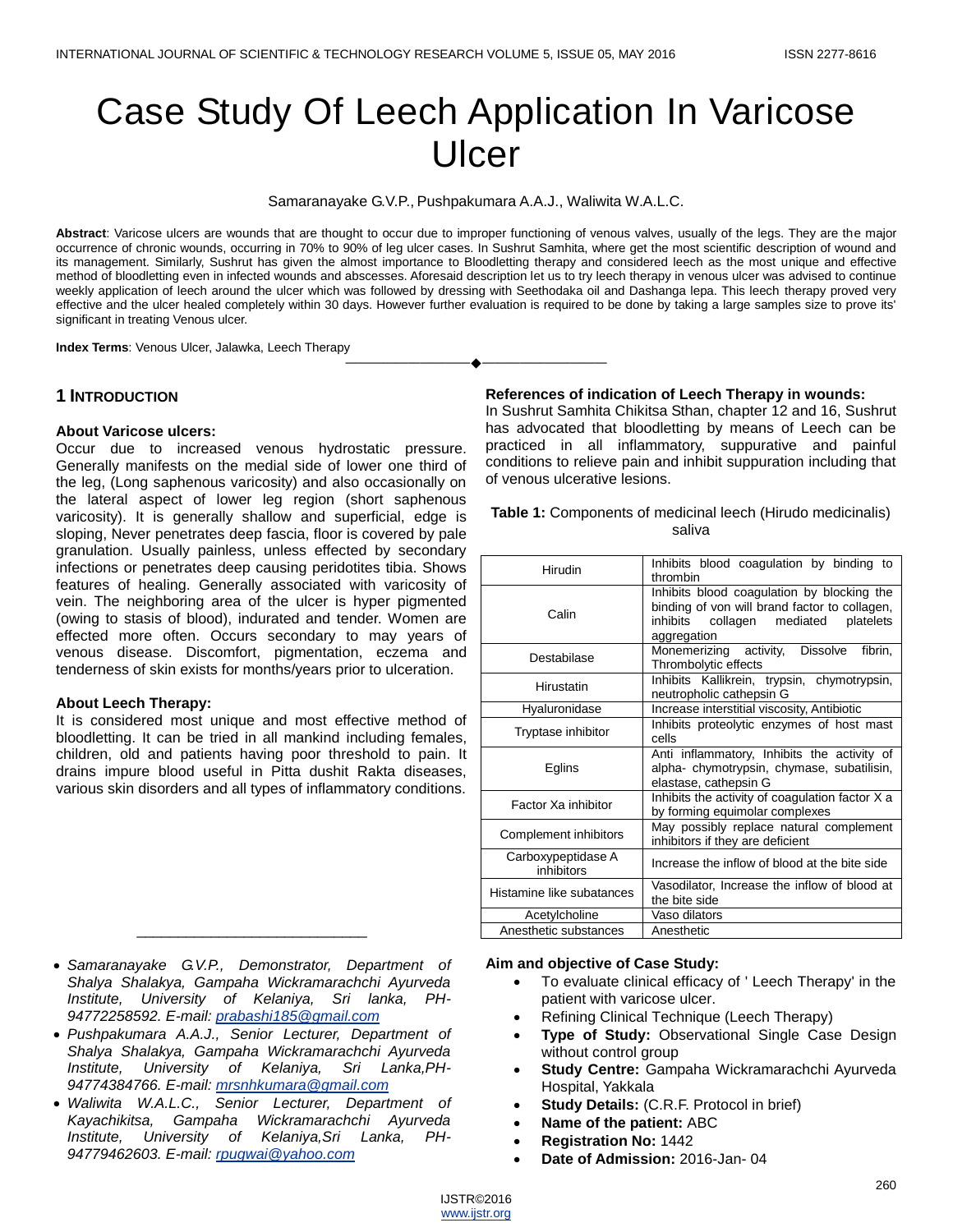# Case Study Of Leech Application In Varicose Ulcer

Samaranayake G.V.P., Pushpakumara A.A.J., Waliwita W.A.L.C.

**Abstract**: Varicose ulcers are wounds that are thought to occur due to improper functioning of venous valves, usually of the legs. They are the major occurrence of chronic wounds, occurring in 70% to 90% of leg ulcer cases. In Sushrut Samhita, where get the most scientific description of wound and its management. Similarly, Sushrut has given the almost importance to Bloodletting therapy and considered leech as the most unique and effective method of bloodletting even in infected wounds and abscesses. Aforesaid description let us to try leech therapy in venous ulcer was advised to continue weekly application of leech around the ulcer which was followed by dressing with Seethodaka oil and Dashanga lepa. This leech therapy proved very effective and the ulcer healed completely within 30 days. However further evaluation is required to be done by taking a large samples size to prove its' significant in treating Venous ulcer.

**Index Terms**: Venous Ulcer, Jalawka, Leech Therapy

## 1 Introduction

### About Varicose ulcers:

Occur due to increased venous hydrostatic pressure. Generally manifests on the medial side of lower one third of the leg, (Long saphenous varicosity) and also occasionally on the lateral aspect of lower leg region (short saphenous varicosity). It is generally shallow and superficial, edge is sloping, Never penetrates deep fascia, floor is covered by pale granulation. Usually painless, unless effected by secondary infections or penetrates deep causing peridotites tibia. Shows features of healing. Generally associated with varicosity of vein. The neighboring area of the ulcer is hyper pigmented (owing to stasis of blood), indurated and tender. Women are effected more often. Occurs secondary to may years of venous disease. Discomfort, pigmentation, eczema and tenderness of skin exists for months/years prior to ulceration.

### About Leech Therapy:

It is considered most unique and most effective method of bloodletting. It can be tried in all mankind including females, children, old and patients having poor threshold to pain. It drains impure blood useful in Pitta dushit Rakta diseases, various skin disorders and all types of inflammatory conditions.

### References of indication of Leech Therapy in wounds:

In Sushrut Samhita Chikitsa Sthan, chapter 12 and 16, Sushrut has advocated that bloodletting by means of Leech can be practiced in all inflammatory, suppurative and painful conditions to relieve pain and inhibit suppuration including that of venous ulcerative lesions.

**Table 1:** Components of medicinal leech (Hirudo medicinalis) saliva

| Component | Action |
|---|---|
| Hirudin | Inhibits blood coagulation by binding to thrombin |
| Calin | Inhibits blood coagulation by blocking the binding of von will brand factor to collagen, inhibits collagen mediated platelets aggregation |
| Destabilase | Monemerizing activity, Dissolve fibrin, Thrombolytic effects |
| Hirustatin | Inhibits Kallikrein, trypsin, chymotrypsin, neutropholic cathepsin G |
| Hyaluronidase | Increase interstitial viscosity, Antibiotic |
| Tryptase inhibitor | Inhibits proteolytic enzymes of host mast cells |
| Eglins | Anti inflammatory, Inhibits the activity of alpha- chymotrypsin, chymase, subatilisin, elastase, cathepsin G |
| Factor Xa inhibitor | Inhibits the activity of coagulation factor X a by forming equimolar complexes |
| Complement inhibitors | May possibly replace natural complement inhibitors if they are deficient |
| Carboxypeptidase A inhibitors | Increase the inflow of blood at the bite side |
| Histamine like subatances | Vasodilator, Increase the inflow of blood at the bite side |
| Acetylcholine | Vaso dilators |
| Anesthetic substances | Anesthetic |

### Aim and objective of Case Study:

- To evaluate clinical efficacy of ' Leech Therapy' in the patient with varicose ulcer.
- Refining Clinical Technique (Leech Therapy)
- **Type of Study:** Observational Single Case Design without control group
- **Study Centre:** Gampaha Wickramarachchi Ayurveda Hospital, Yakkala
- **Study Details:** (C.R.F. Protocol in brief)
- **Name of the patient:** ABC
- **Registration No:** 1442
- **Date of Admission:** 2016-Jan- 04

---

- *Samaranayake G.V.P., Demonstrator, Department of Shalya Shalakya, Gampaha Wickramarachchi Ayurveda Institute, University of Kelaniya, Sri lanka, PH-94772258592. E-mail: prabashi185@gmail.com*
- *Pushpakumara A.A.J., Senior Lecturer, Department of Shalya Shalakya, Gampaha Wickramarachchi Ayurveda Institute, University of Kelaniya, Sri Lanka,PH-94774384766. E-mail: mrsnhkumara@gmail.com*
- *Waliwita W.A.L.C., Senior Lecturer, Department of Kayachikitsa, Gampaha Wickramarachchi Ayurveda Institute, University of Kelaniya,Sri Lanka, PH-94779462603. E-mail: rpugwai@yahoo.com*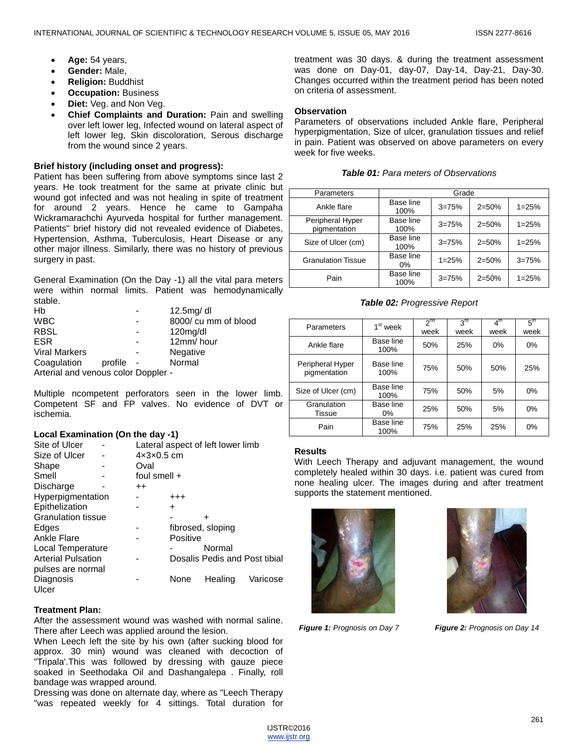- **Age:** 54 years,
- **Gender:** Male,
- **Religion:** Buddhist
- **Occupation:** Business
- **Diet:** Veg. and Non Veg.
- **Chief Complaints and Duration:** Pain and swelling over left lower leg, Infected wound on lateral aspect of left lower leg, Skin discoloration, Serous discharge from the wound since 2 years.

**Brief history (including onset and progress):**

Patient has been suffering from above symptoms since last 2 years. He took treatment for the same at private clinic but wound got infected and was not healing in spite of treatment for around 2 years. Hence he came to Gampaha Wickramarachchi Ayurveda hospital for further management. Patients'' brief history did not revealed evidence of Diabetes, Hypertension, Asthma, Tuberculosis, Heart Disease or any other major illness. Similarly, there was no history of previous surgery in past.

General Examination (On the Day -1) all the vital para meters were within normal limits. Patient was hemodynamically stable.

Hb - 12.5mg/ dl
WBC - 8000/ cu mm of blood
RBSL - 120mg/dl
ESR - 12mm/ hour
Viral Markers - Negative
Coagulation profile - Normal
Arterial and venous color Doppler -

Multiple ncompetent perforators seen in the lower limb. Competent SF and FP valves. No evidence of DVT or ischemia.

**Local Examination (On the day -1)**

Site of Ulcer - Lateral aspect of left lower limb
Size of Ulcer - 4×3×0.5 cm
Shape - Oval
Smell - foul smell +
Discharge - ++
Hyperpigmentation - +++
Epithelization - +
Granulation tissue - +
Edges - fibrosed, sloping
Ankle Flare - Positive
Local Temperature - Normal
Arterial Pulsation - Dosalis Pedis and Post tibial pulses are normal
Diagnosis - None Healing Varicose Ulcer

**Treatment Plan:**

After the assessment wound was washed with normal saline. There after Leech was applied around the lesion.

When Leech left the site by his own (after sucking blood for approx. 30 min) wound was cleaned with decoction of "Tripala'.This was followed by dressing with gauze piece soaked in Seethodaka Oil and Dashangalepa . Finally, roll bandage was wrapped around.

Dressing was done on alternate day, where as "Leech Therapy "was repeated weekly for 4 sittings. Total duration for treatment was 30 days. & during the treatment assessment was done on Day-01, day-07, Day-14, Day-21, Day-30. Changes occurred within the treatment period has been noted on criteria of assessment.

**Observation**

Parameters of observations included Ankle flare, Peripheral hyperpigmentation, Size of ulcer, granulation tissues and relief in pain. Patient was observed on above parameters on every week for five weeks.

***Table 01:*** *Para meters of Observations*

| Parameters | Grade | | | |
|---|---|---|---|---|
| Ankle flare | Base line 100% | 3=75% | 2=50% | 1=25% |
| Peripheral Hyper pigmentation | Base line 100% | 3=75% | 2=50% | 1=25% |
| Size of Ulcer (cm) | Base line 100% | 3=75% | 2=50% | 1=25% |
| Granulation Tissue | Base line 0% | 1=25% | 2=50% | 3=75% |
| Pain | Base line 100% | 3=75% | 2=50% | 1=25% |

***Table 02:*** *Progressive Report*

| Parameters | 1st week | 2nd week | 3rd week | 4th week | 5th week |
|---|---|---|---|---|---|
| Ankle flare | Base line 100% | 50% | 25% | 0% | 0% |
| Peripheral Hyper pigmentation | Base line 100% | 75% | 50% | 50% | 25% |
| Size of Ulcer (cm) | Base line 100% | 75% | 50% | 5% | 0% |
| Granulation Tissue | Base line 0% | 25% | 50% | 5% | 0% |
| Pain | Base line 100% | 75% | 25% | 25% | 0% |

**Results**

With Leech Therapy and adjuvant management, the wound completely healed within 30 days. i.e. patient was cured from none healing ulcer. The images during and after treatment supports the statement mentioned.

***Figure 1:*** *Prognosis on Day 7*

***Figure 2:*** *Prognosis on Day 14*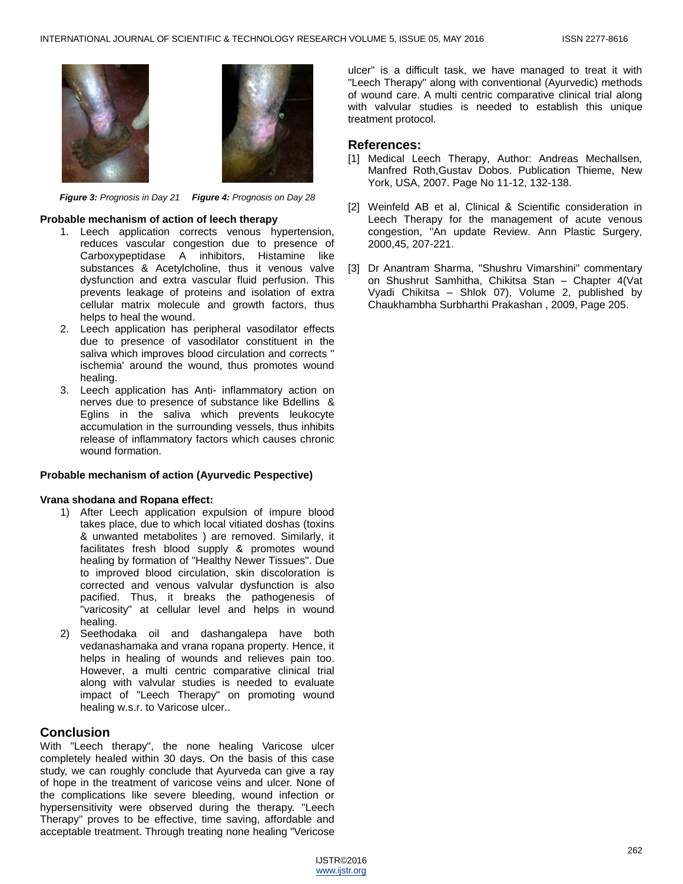*Figure 3:* Prognosis in Day 21 *Figure 4:* Prognosis on Day 28

**Probable mechanism of action of leech therapy**

1. Leech application corrects venous hypertension, reduces vascular congestion due to presence of Carboxypeptidase A inhibitors, Histamine like substances & Acetylcholine, thus it venous valve dysfunction and extra vascular fluid perfusion. This prevents leakage of proteins and isolation of extra cellular matrix molecule and growth factors, thus helps to heal the wound.
2. Leech application has peripheral vasodilator effects due to presence of vasodilator constituent in the saliva which improves blood circulation and corrects " ischemia' around the wound, thus promotes wound healing.
3. Leech application has Anti- inflammatory action on nerves due to presence of substance like Bdellins & Eglins in the saliva which prevents leukocyte accumulation in the surrounding vessels, thus inhibits release of inflammatory factors which causes chronic wound formation.

**Probable mechanism of action (Ayurvedic Pespective)**

**Vrana shodana and Ropana effect:**

1) After Leech application expulsion of impure blood takes place, due to which local vitiated doshas (toxins & unwanted metabolites ) are removed. Similarly, it facilitates fresh blood supply & promotes wound healing by formation of "Healthy Newer Tissues". Due to improved blood circulation, skin discoloration is corrected and venous valvular dysfunction is also pacified. Thus, it breaks the pathogenesis of "varicosity" at cellular level and helps in wound healing.
2) Seethodaka oil and dashangalepa have both vedanashamaka and vrana ropana property. Hence, it helps in healing of wounds and relieves pain too. However, a multi centric comparative clinical trial along with valvular studies is needed to evaluate impact of "Leech Therapy" on promoting wound healing w.s.r. to Varicose ulcer..

## Conclusion

With "Leech therapy", the none healing Varicose ulcer completely healed within 30 days. On the basis of this case study, we can roughly conclude that Ayurveda can give a ray of hope in the treatment of varicose veins and ulcer. None of the complications like severe bleeding, wound infection or hypersensitivity were observed during the therapy. "Leech Therapy" proves to be effective, time saving, affordable and acceptable treatment. Through treating none healing "Vericose ulcer" is a difficult task, we have managed to treat it with "Leech Therapy" along with conventional (Ayurvedic) methods of wound care. A multi centric comparative clinical trial along with valvular studies is needed to establish this unique treatment protocol.

## References:

[1] Medical Leech Therapy, Author: Andreas Mechallsen, Manfred Roth,Gustav Dobos. Publication Thieme, New York, USA, 2007. Page No 11-12, 132-138.

[2] Weinfeld AB et al, Clinical & Scientific consideration in Leech Therapy for the management of acute venous congestion, "An update Review. Ann Plastic Surgery, 2000,45, 207-221.

[3] Dr Anantram Sharma, "Shushru Vimarshini" commentary on Shushrut Samhitha, Chikitsa Stan – Chapter 4(Vat Vyadi Chikitsa – Shlok 07), Volume 2, published by Chaukhambha Surbharthi Prakashan , 2009, Page 205.